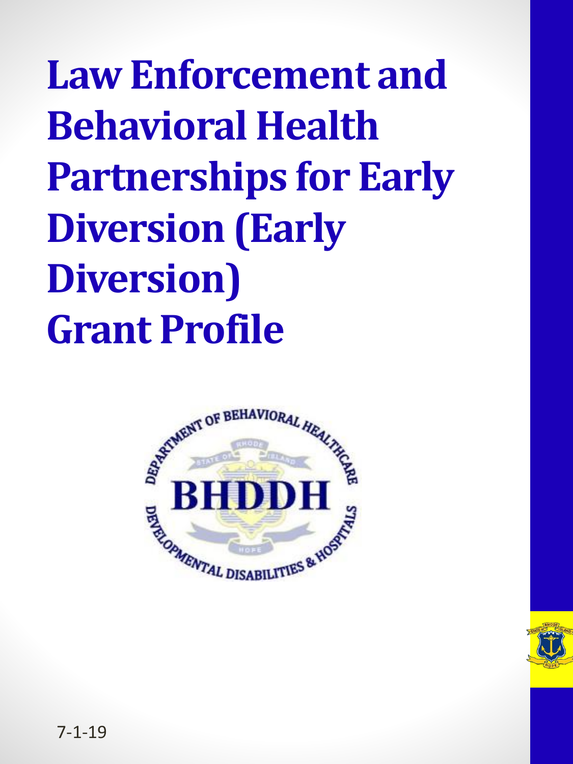# Law Enforcement and Behavioral Health Partnerships for Early Diversion (Early Diversion) Grant Profile

7-1-19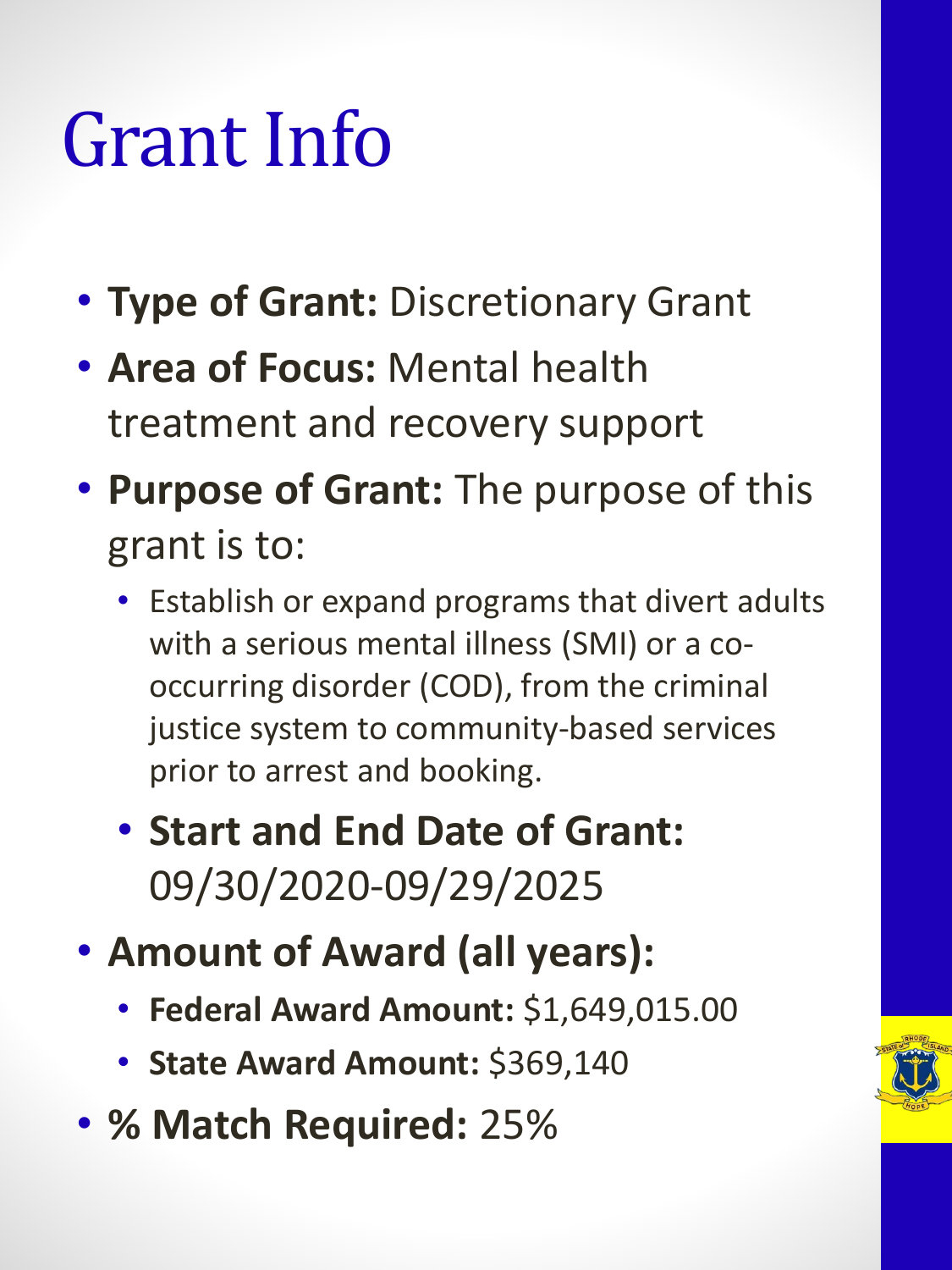# Grant Info

- **Type of Grant:** Discretionary Grant
- **Area of Focus:** Mental health treatment and recovery support
- **Purpose of Grant:** The purpose of this grant is to:
  - Establish or expand programs that divert adults with a serious mental illness (SMI) or a co-occurring disorder (COD), from the criminal justice system to community-based services prior to arrest and booking.
  - **Start and End Date of Grant:** 09/30/2020-09/29/2025
- **Amount of Award (all years):**
  - **Federal Award Amount:** $1,649,015.00
  - **State Award Amount:** $369,140
- **% Match Required:** 25%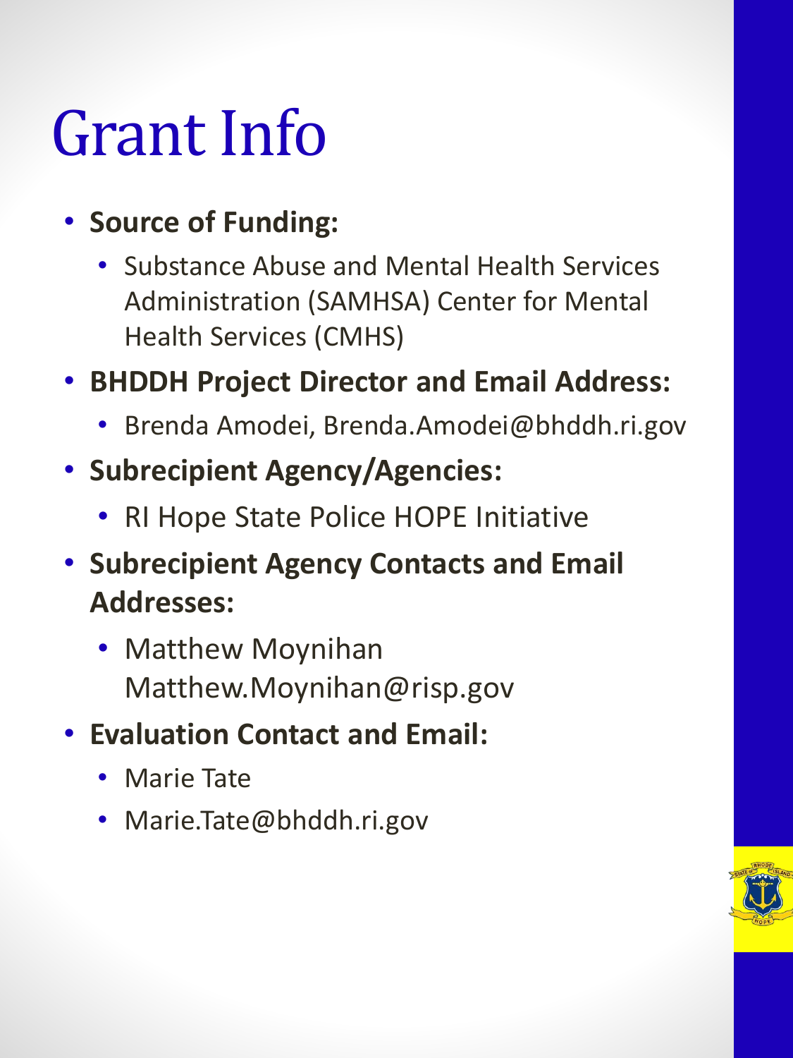# Grant Info

- **Source of Funding:**
  - Substance Abuse and Mental Health Services Administration (SAMHSA) Center for Mental Health Services (CMHS)
- **BHDDH Project Director and Email Address:**
  - Brenda Amodei, Brenda.Amodei@bhddh.ri.gov
- **Subrecipient Agency/Agencies:**
  - RI Hope State Police HOPE Initiative
- **Subrecipient Agency Contacts and Email Addresses:**
  - Matthew Moynihan Matthew.Moynihan@risp.gov
- **Evaluation Contact and Email:**
  - Marie Tate
  - Marie.Tate@bhddh.ri.gov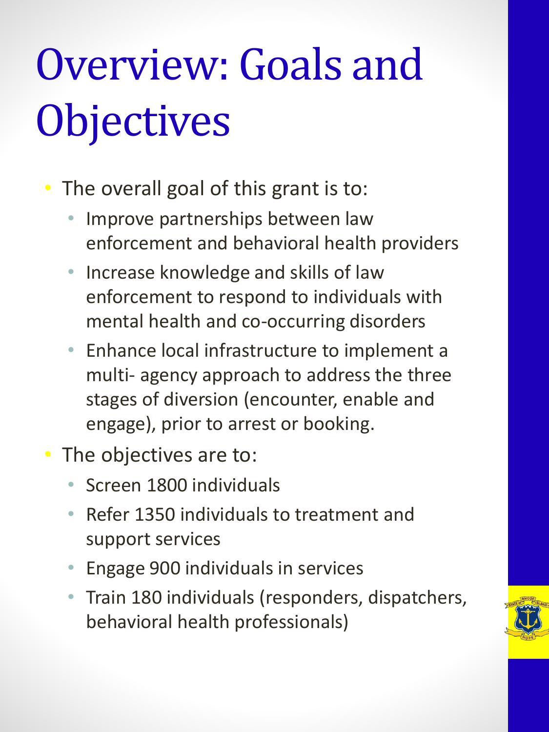# Overview: Goals and Objectives

- The overall goal of this grant is to:
  - Improve partnerships between law enforcement and behavioral health providers
  - Increase knowledge and skills of law enforcement to respond to individuals with mental health and co-occurring disorders
  - Enhance local infrastructure to implement a multi- agency approach to address the three stages of diversion (encounter, enable and engage), prior to arrest or booking.
- The objectives are to:
  - Screen 1800 individuals
  - Refer 1350 individuals to treatment and support services
  - Engage 900 individuals in services
  - Train 180 individuals (responders, dispatchers, behavioral health professionals)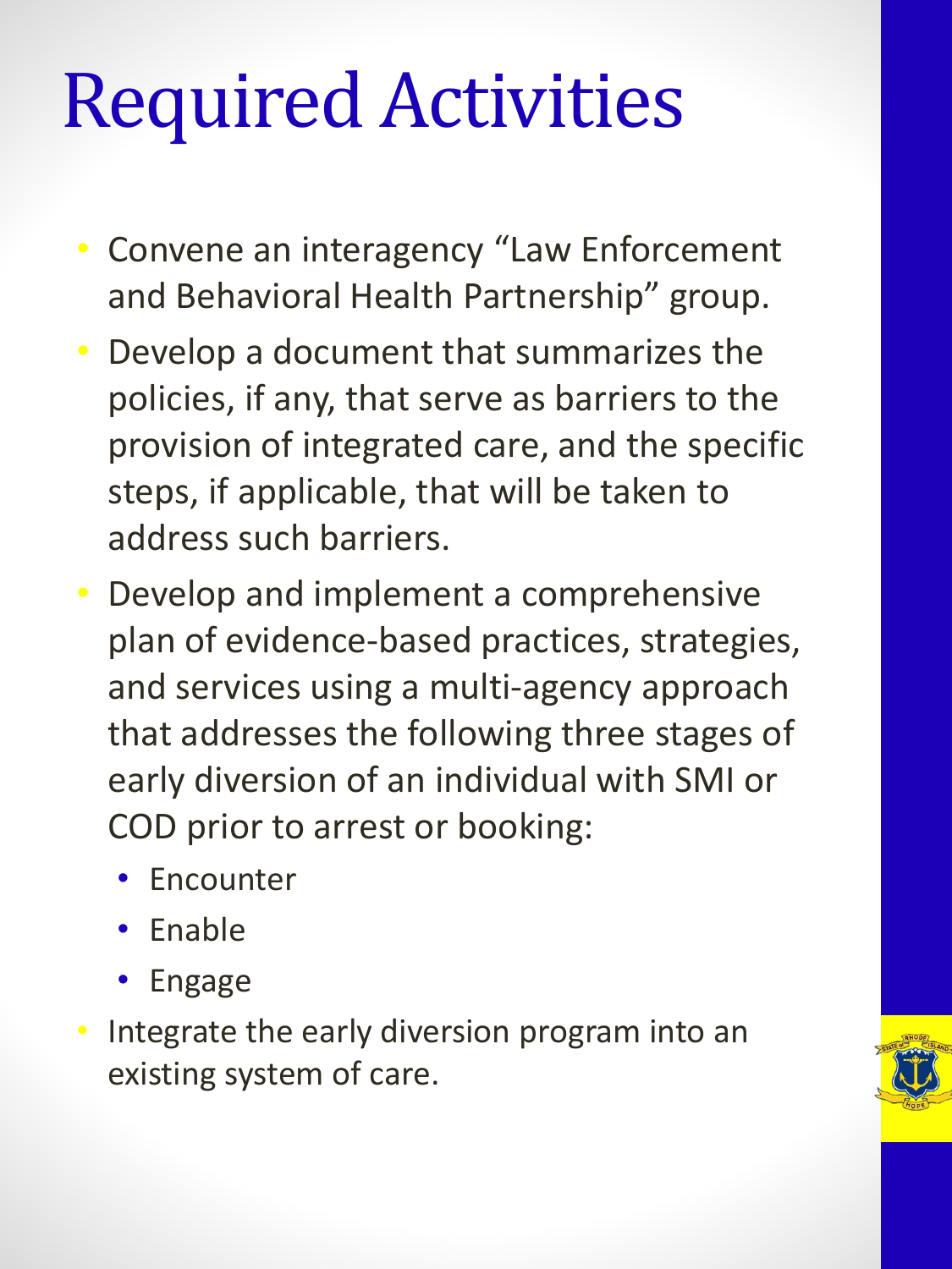# Required Activities

- Convene an interagency "Law Enforcement and Behavioral Health Partnership" group.
- Develop a document that summarizes the policies, if any, that serve as barriers to the provision of integrated care, and the specific steps, if applicable, that will be taken to address such barriers.
- Develop and implement a comprehensive plan of evidence-based practices, strategies, and services using a multi-agency approach that addresses the following three stages of early diversion of an individual with SMI or COD prior to arrest or booking:
  - Encounter
  - Enable
  - Engage
- Integrate the early diversion program into an existing system of care.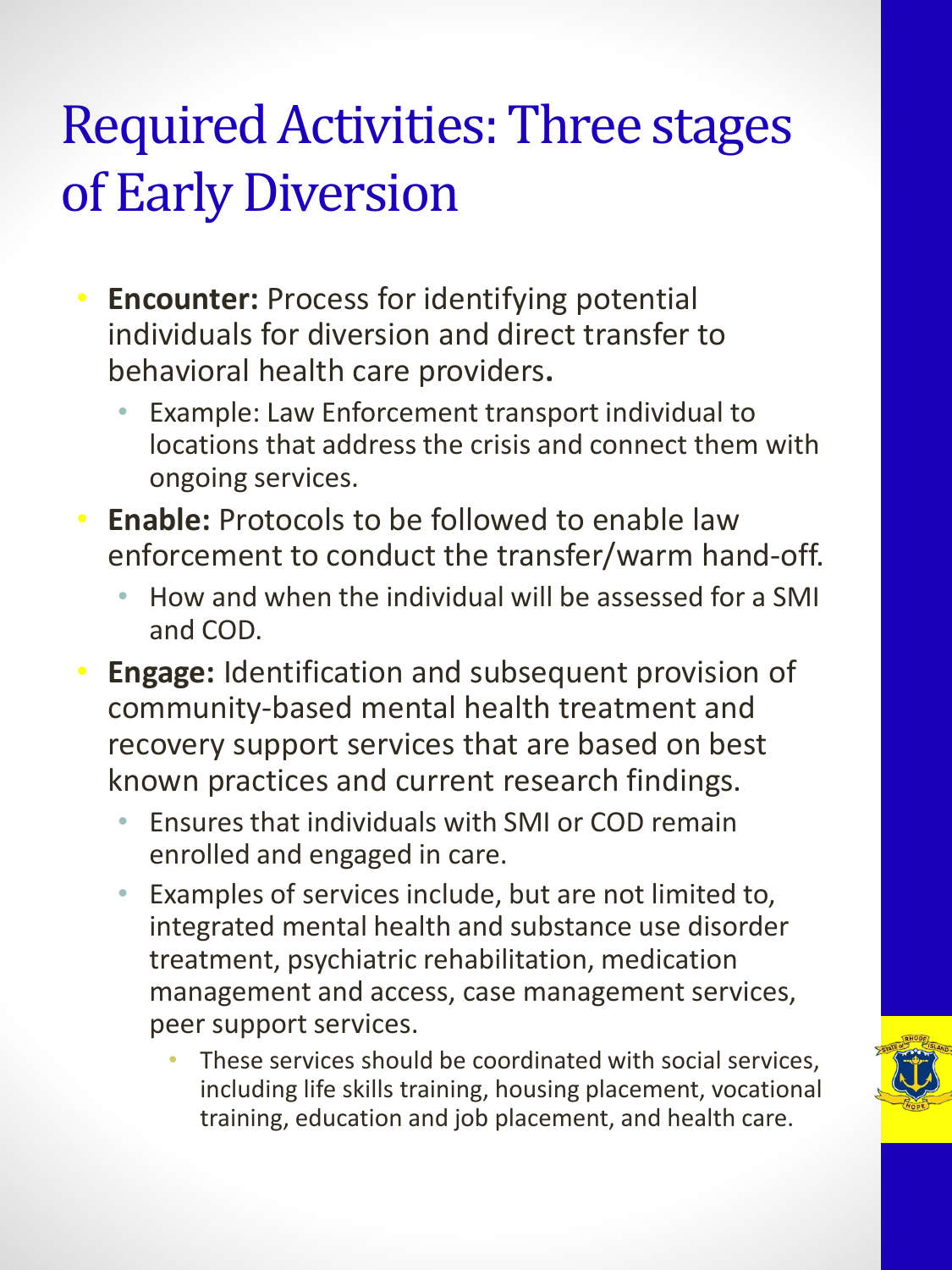# Required Activities: Three stages of Early Diversion

- **Encounter:** Process for identifying potential individuals for diversion and direct transfer to behavioral health care providers**.**
  - Example: Law Enforcement transport individual to locations that address the crisis and connect them with ongoing services.
- **Enable:** Protocols to be followed to enable law enforcement to conduct the transfer/warm hand-off.
  - How and when the individual will be assessed for a SMI and COD.
- **Engage:** Identification and subsequent provision of community-based mental health treatment and recovery support services that are based on best known practices and current research findings.
  - Ensures that individuals with SMI or COD remain enrolled and engaged in care.
  - Examples of services include, but are not limited to, integrated mental health and substance use disorder treatment, psychiatric rehabilitation, medication management and access, case management services, peer support services.
    - These services should be coordinated with social services, including life skills training, housing placement, vocational training, education and job placement, and health care.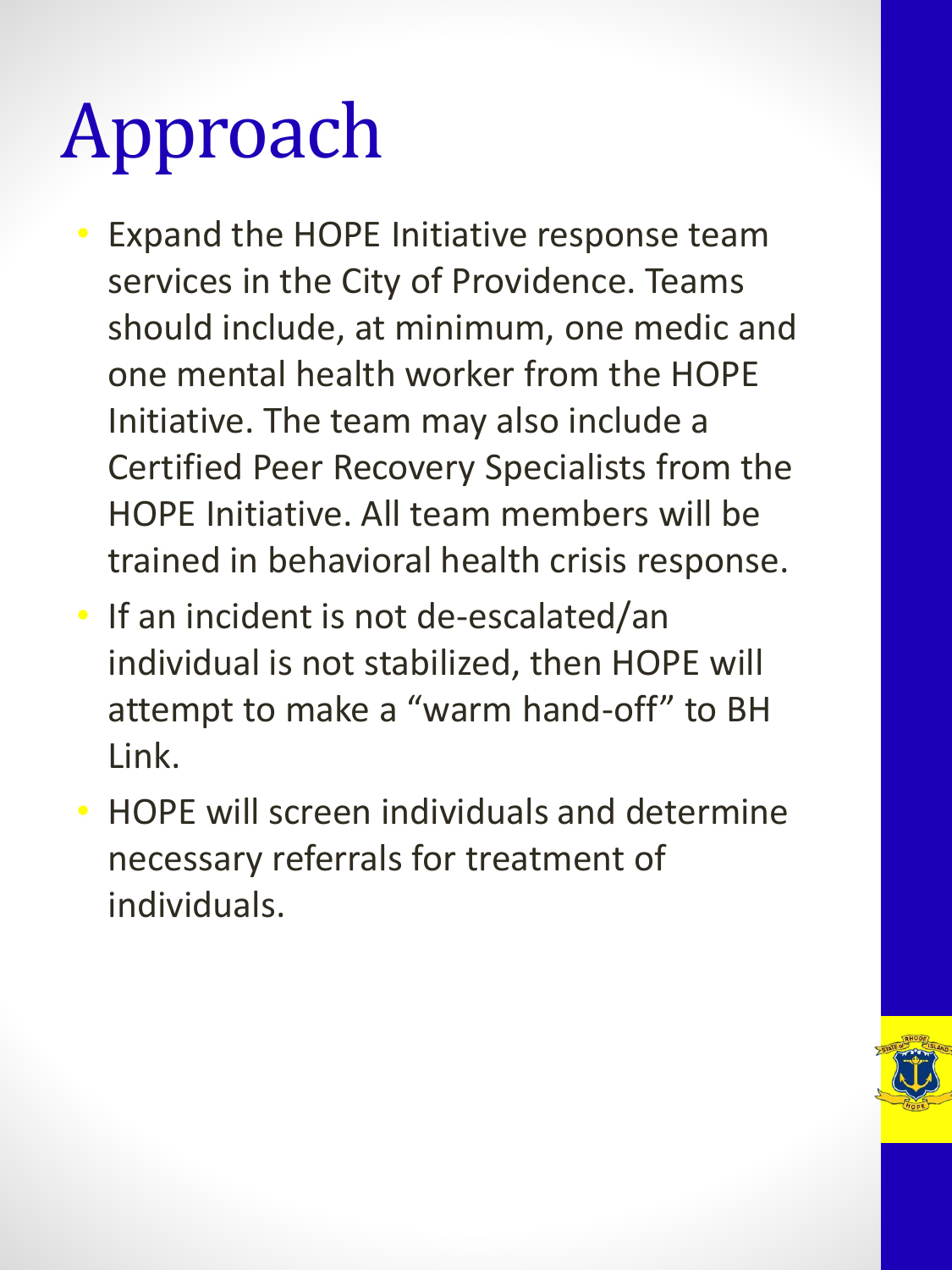# Approach

- Expand the HOPE Initiative response team services in the City of Providence. Teams should include, at minimum, one medic and one mental health worker from the HOPE Initiative. The team may also include a Certified Peer Recovery Specialists from the HOPE Initiative. All team members will be trained in behavioral health crisis response.
- If an incident is not de-escalated/an individual is not stabilized, then HOPE will attempt to make a "warm hand-off" to BH Link.
- HOPE will screen individuals and determine necessary referrals for treatment of individuals.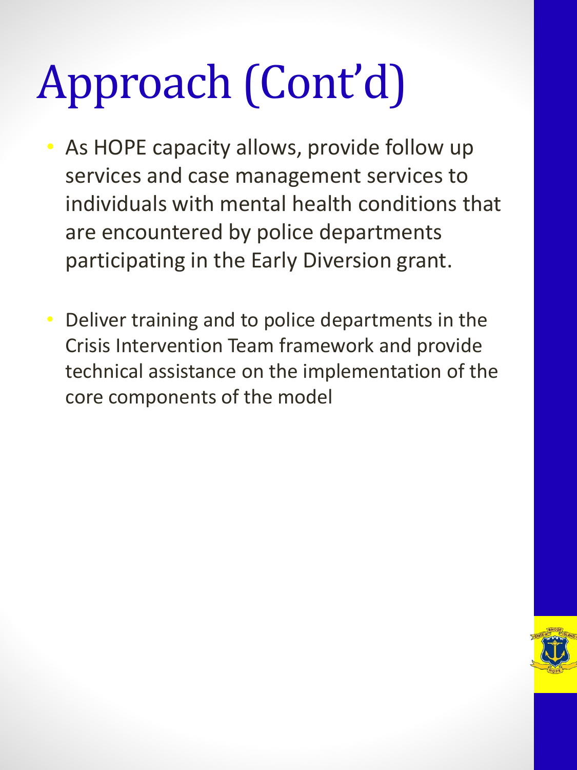# Approach (Cont'd)

- As HOPE capacity allows, provide follow up services and case management services to individuals with mental health conditions that are encountered by police departments participating in the Early Diversion grant.

- Deliver training and to police departments in the Crisis Intervention Team framework and provide technical assistance on the implementation of the core components of the model